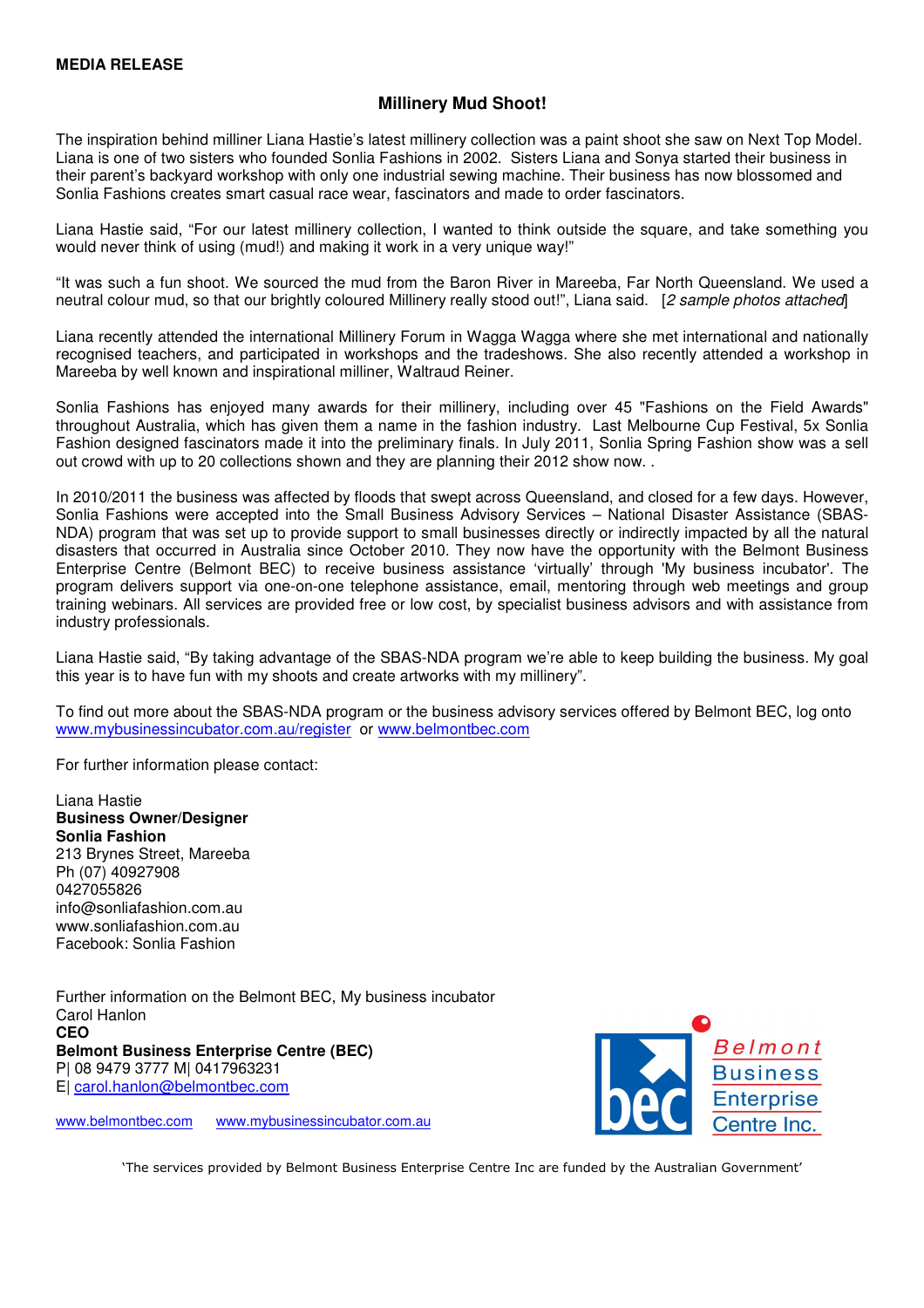**MEDIA RELEASE**

## Millinery Mud Shoot!

The inspiration behind milliner Liana Hastie's latest millinery collection was a paint shoot she saw on Next Top Model. Liana is one of two sisters who founded Sonlia Fashions in 2002. Sisters Liana and Sonya started their business in their parent's backyard workshop with only one industrial sewing machine. Their business has now blossomed and Sonlia Fashions creates smart casual race wear, fascinators and made to order fascinators.

Liana Hastie said, "For our latest millinery collection, I wanted to think outside the square, and take something you would never think of using (mud!) and making it work in a very unique way!"

"It was such a fun shoot. We sourced the mud from the Baron River in Mareeba, Far North Queensland. We used a neutral colour mud, so that our brightly coloured Millinery really stood out!", Liana said. [*2 sample photos attached*]

Liana recently attended the international Millinery Forum in Wagga Wagga where she met international and nationally recognised teachers, and participated in workshops and the tradeshows. She also recently attended a workshop in Mareeba by well known and inspirational milliner, Waltraud Reiner.

Sonlia Fashions has enjoyed many awards for their millinery, including over 45 "Fashions on the Field Awards" throughout Australia, which has given them a name in the fashion industry. Last Melbourne Cup Festival, 5x Sonlia Fashion designed fascinators made it into the preliminary finals. In July 2011, Sonlia Spring Fashion show was a sell out crowd with up to 20 collections shown and they are planning their 2012 show now. .

In 2010/2011 the business was affected by floods that swept across Queensland, and closed for a few days. However, Sonlia Fashions were accepted into the Small Business Advisory Services – National Disaster Assistance (SBAS-NDA) program that was set up to provide support to small businesses directly or indirectly impacted by all the natural disasters that occurred in Australia since October 2010. They now have the opportunity with the Belmont Business Enterprise Centre (Belmont BEC) to receive business assistance 'virtually' through 'My business incubator'. The program delivers support via one-on-one telephone assistance, email, mentoring through web meetings and group training webinars. All services are provided free or low cost, by specialist business advisors and with assistance from industry professionals.

Liana Hastie said, "By taking advantage of the SBAS-NDA program we're able to keep building the business. My goal this year is to have fun with my shoots and create artworks with my millinery".

To find out more about the SBAS-NDA program or the business advisory services offered by Belmont BEC, log onto www.mybusinessincubator.com.au/register or www.belmontbec.com

For further information please contact:

Liana Hastie
**Business Owner/Designer**
**Sonlia Fashion**
213 Brynes Street, Mareeba
Ph (07) 40927908
0427055826
info@sonliafashion.com.au
www.sonliafashion.com.au
Facebook: Sonlia Fashion

Further information on the Belmont BEC, My business incubator
Carol Hanlon
**CEO**
**Belmont Business Enterprise Centre (BEC)**
P| 08 9479 3777 M| 0417963231
E| carol.hanlon@belmontbec.com

www.belmontbec.com www.mybusinessincubator.com.au

Belmont Business Enterprise Centre Inc.

'The services provided by Belmont Business Enterprise Centre Inc are funded by the Australian Government'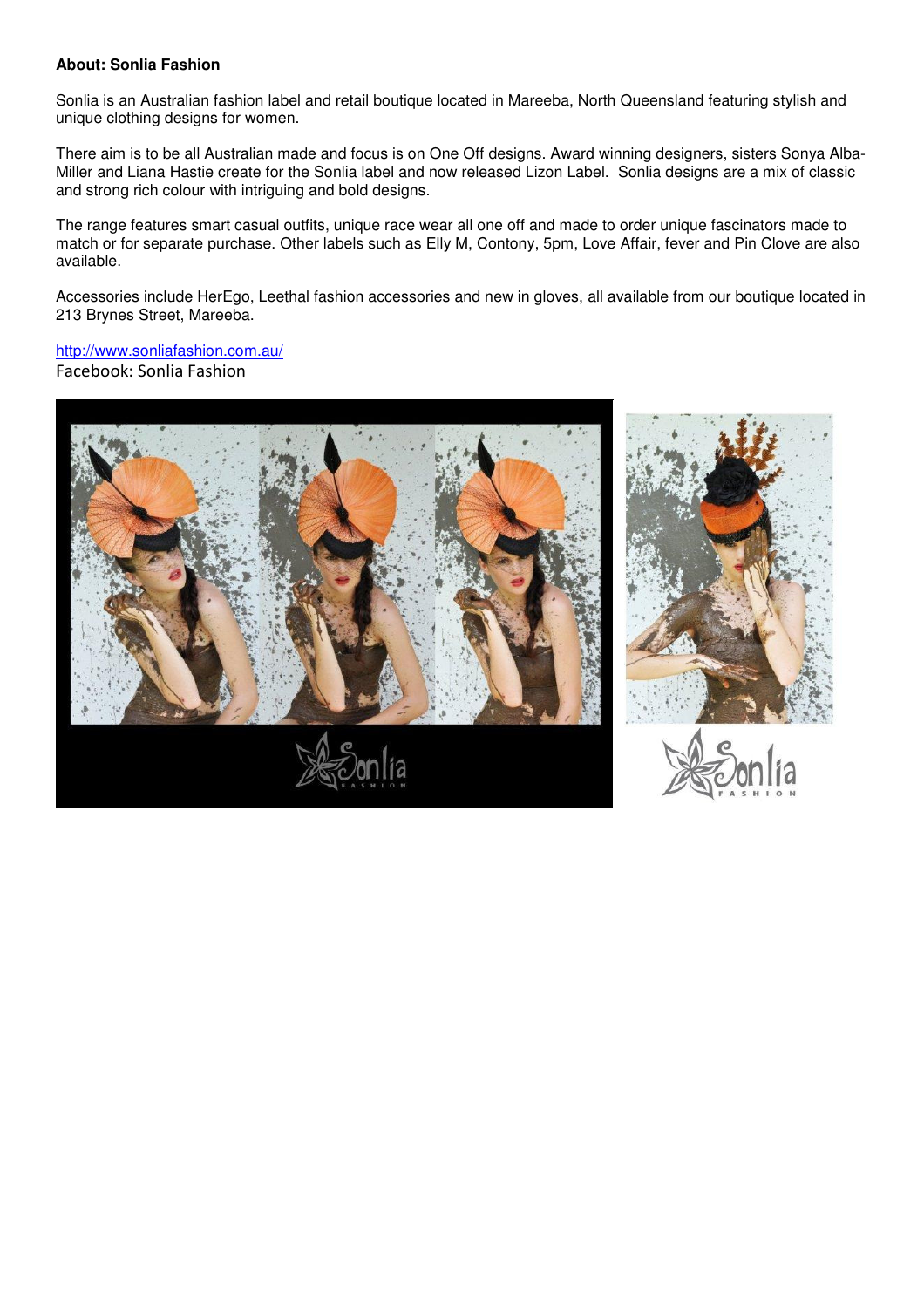**About: Sonlia Fashion**

Sonlia is an Australian fashion label and retail boutique located in Mareeba, North Queensland featuring stylish and unique clothing designs for women.

There aim is to be all Australian made and focus is on One Off designs. Award winning designers, sisters Sonya Alba-Miller and Liana Hastie create for the Sonlia label and now released Lizon Label. Sonlia designs are a mix of classic and strong rich colour with intriguing and bold designs.

The range features smart casual outfits, unique race wear all one off and made to order unique fascinators made to match or for separate purchase. Other labels such as Elly M, Contony, 5pm, Love Affair, fever and Pin Clove are also available.

Accessories include HerEgo, Leethal fashion accessories and new in gloves, all available from our boutique located in 213 Brynes Street, Mareeba.

http://www.sonliafashion.com.au/
Facebook: Sonlia Fashion